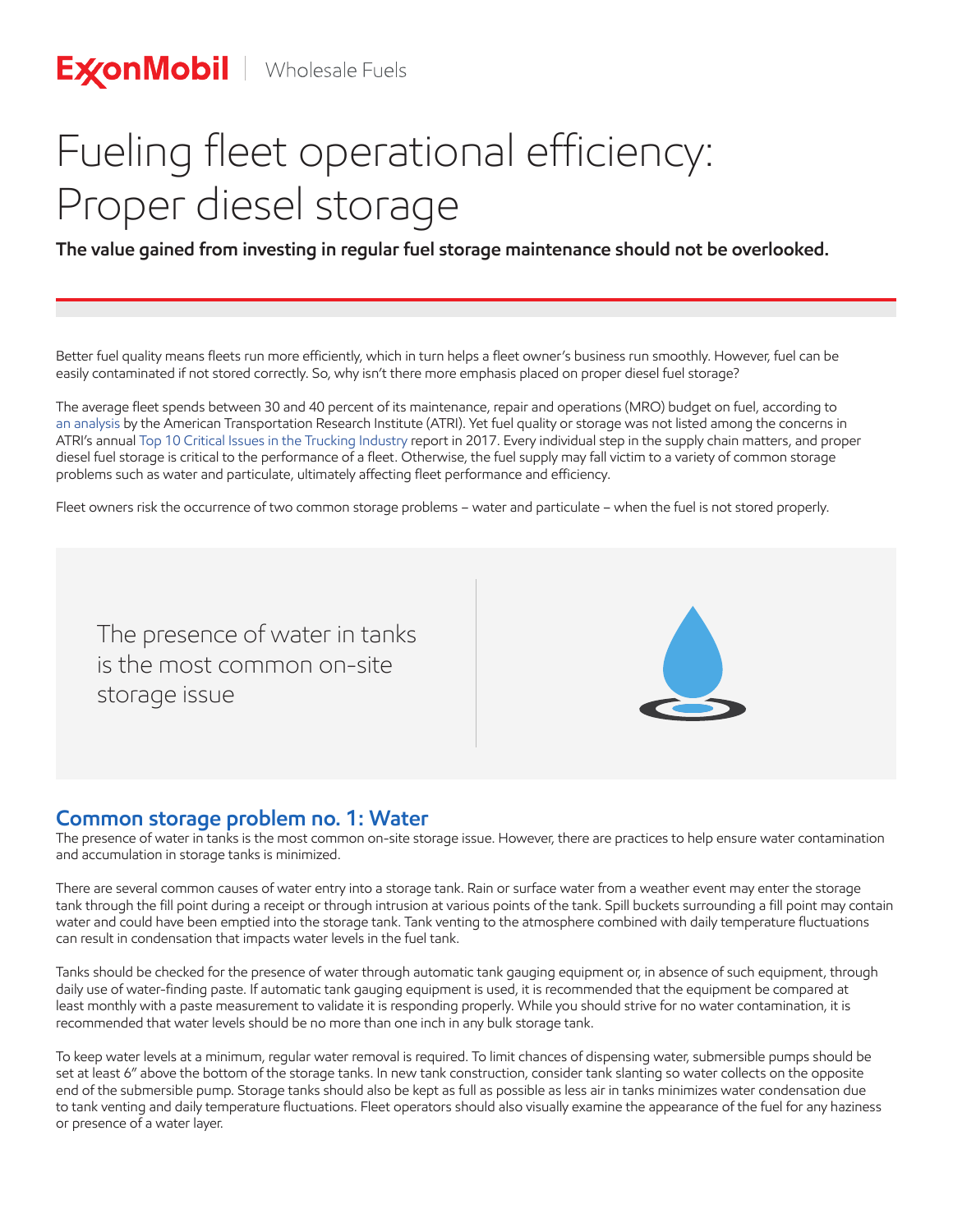ExxonMobil | Wholesale Fuels

# Fueling fleet operational efficiency: Proper diesel storage

**The value gained from investing in regular fuel storage maintenance should not be overlooked.**

Better fuel quality means fleets run more efficiently, which in turn helps a fleet owner's business run smoothly. However, fuel can be easily contaminated if not stored correctly. So, why isn't there more emphasis placed on proper diesel fuel storage?

The average fleet spends between 30 and 40 percent of its maintenance, repair and operations (MRO) budget on fuel, according to an analysis by the American Transportation Research Institute (ATRI). Yet fuel quality or storage was not listed among the concerns in ATRI's annual Top 10 Critical Issues in the Trucking Industry report in 2017. Every individual step in the supply chain matters, and proper diesel fuel storage is critical to the performance of a fleet. Otherwise, the fuel supply may fall victim to a variety of common storage problems such as water and particulate, ultimately affecting fleet performance and efficiency.

Fleet owners risk the occurrence of two common storage problems – water and particulate – when the fuel is not stored properly.

> The presence of water in tanks is the most common on-site storage issue

## Common storage problem no. 1: Water

The presence of water in tanks is the most common on-site storage issue. However, there are practices to help ensure water contamination and accumulation in storage tanks is minimized.

There are several common causes of water entry into a storage tank. Rain or surface water from a weather event may enter the storage tank through the fill point during a receipt or through intrusion at various points of the tank. Spill buckets surrounding a fill point may contain water and could have been emptied into the storage tank. Tank venting to the atmosphere combined with daily temperature fluctuations can result in condensation that impacts water levels in the fuel tank.

Tanks should be checked for the presence of water through automatic tank gauging equipment or, in absence of such equipment, through daily use of water-finding paste. If automatic tank gauging equipment is used, it is recommended that the equipment be compared at least monthly with a paste measurement to validate it is responding properly. While you should strive for no water contamination, it is recommended that water levels should be no more than one inch in any bulk storage tank.

To keep water levels at a minimum, regular water removal is required. To limit chances of dispensing water, submersible pumps should be set at least 6" above the bottom of the storage tanks. In new tank construction, consider tank slanting so water collects on the opposite end of the submersible pump. Storage tanks should also be kept as full as possible as less air in tanks minimizes water condensation due to tank venting and daily temperature fluctuations. Fleet operators should also visually examine the appearance of the fuel for any haziness or presence of a water layer.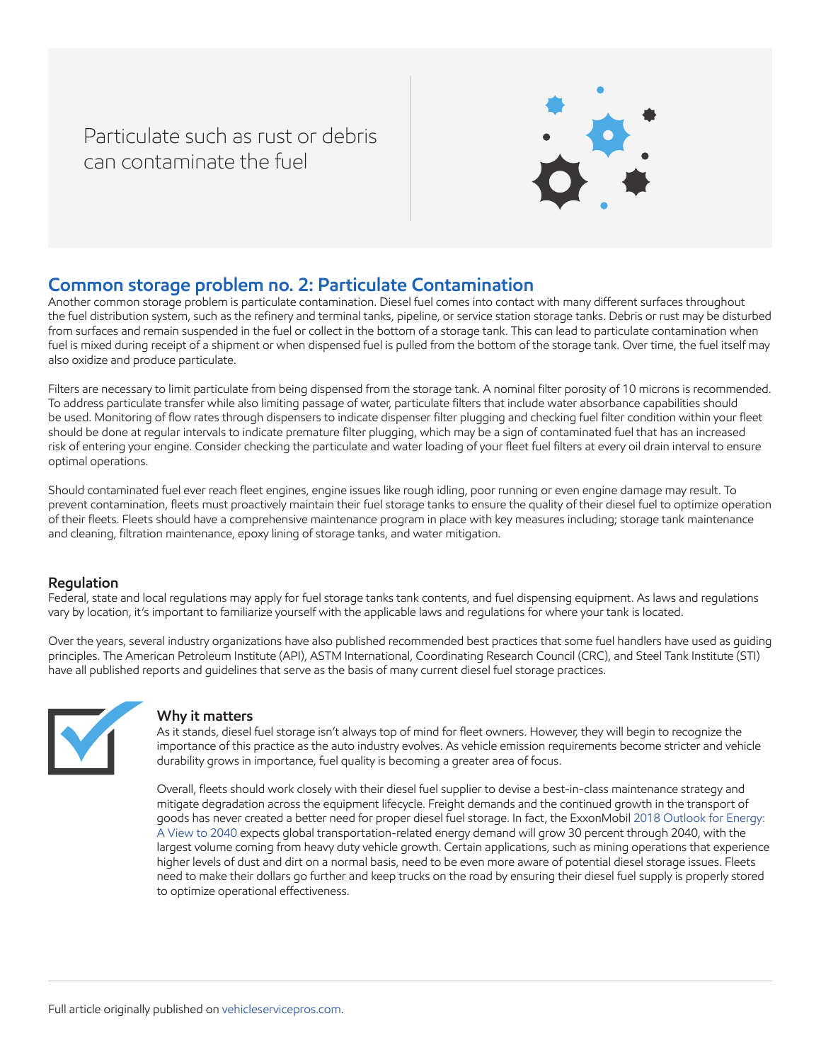Particulate such as rust or debris can contaminate the fuel

## Common storage problem no. 2: Particulate Contamination

Another common storage problem is particulate contamination. Diesel fuel comes into contact with many different surfaces throughout the fuel distribution system, such as the refinery and terminal tanks, pipeline, or service station storage tanks. Debris or rust may be disturbed from surfaces and remain suspended in the fuel or collect in the bottom of a storage tank. This can lead to particulate contamination when fuel is mixed during receipt of a shipment or when dispensed fuel is pulled from the bottom of the storage tank. Over time, the fuel itself may also oxidize and produce particulate.

Filters are necessary to limit particulate from being dispensed from the storage tank. A nominal filter porosity of 10 microns is recommended. To address particulate transfer while also limiting passage of water, particulate filters that include water absorbance capabilities should be used. Monitoring of flow rates through dispensers to indicate dispenser filter plugging and checking fuel filter condition within your fleet should be done at regular intervals to indicate premature filter plugging, which may be a sign of contaminated fuel that has an increased risk of entering your engine. Consider checking the particulate and water loading of your fleet fuel filters at every oil drain interval to ensure optimal operations.

Should contaminated fuel ever reach fleet engines, engine issues like rough idling, poor running or even engine damage may result. To prevent contamination, fleets must proactively maintain their fuel storage tanks to ensure the quality of their diesel fuel to optimize operation of their fleets. Fleets should have a comprehensive maintenance program in place with key measures including; storage tank maintenance and cleaning, filtration maintenance, epoxy lining of storage tanks, and water mitigation.

### Regulation

Federal, state and local regulations may apply for fuel storage tanks tank contents, and fuel dispensing equipment. As laws and regulations vary by location, it's important to familiarize yourself with the applicable laws and regulations for where your tank is located.

Over the years, several industry organizations have also published recommended best practices that some fuel handlers have used as guiding principles. The American Petroleum Institute (API), ASTM International, Coordinating Research Council (CRC), and Steel Tank Institute (STI) have all published reports and guidelines that serve as the basis of many current diesel fuel storage practices.

### Why it matters

As it stands, diesel fuel storage isn't always top of mind for fleet owners. However, they will begin to recognize the importance of this practice as the auto industry evolves. As vehicle emission requirements become stricter and vehicle durability grows in importance, fuel quality is becoming a greater area of focus.

Overall, fleets should work closely with their diesel fuel supplier to devise a best-in-class maintenance strategy and mitigate degradation across the equipment lifecycle. Freight demands and the continued growth in the transport of goods has never created a better need for proper diesel fuel storage. In fact, the ExxonMobil 2018 Outlook for Energy: A View to 2040 expects global transportation-related energy demand will grow 30 percent through 2040, with the largest volume coming from heavy duty vehicle growth. Certain applications, such as mining operations that experience higher levels of dust and dirt on a normal basis, need to be even more aware of potential diesel storage issues. Fleets need to make their dollars go further and keep trucks on the road by ensuring their diesel fuel supply is properly stored to optimize operational effectiveness.

Full article originally published on vehicleservicepros.com.